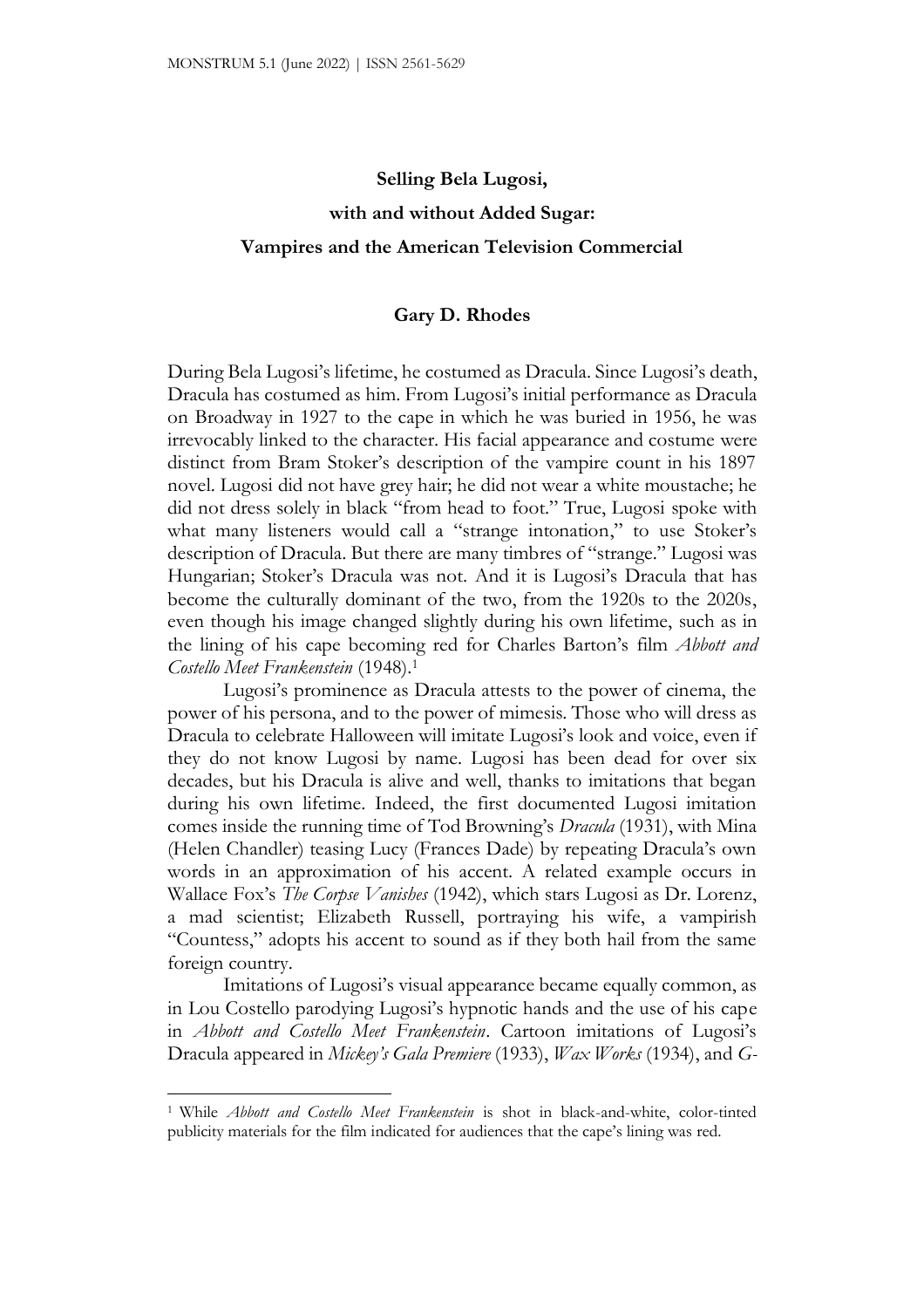# Selling Bela Lugosi,
# with and without Added Sugar:
# Vampires and the American Television Commercial

**Gary D. Rhodes**

During Bela Lugosi's lifetime, he costumed as Dracula. Since Lugosi's death, Dracula has costumed as him. From Lugosi's initial performance as Dracula on Broadway in 1927 to the cape in which he was buried in 1956, he was irrevocably linked to the character. His facial appearance and costume were distinct from Bram Stoker's description of the vampire count in his 1897 novel. Lugosi did not have grey hair; he did not wear a white moustache; he did not dress solely in black "from head to foot." True, Lugosi spoke with what many listeners would call a "strange intonation," to use Stoker's description of Dracula. But there are many timbres of "strange." Lugosi was Hungarian; Stoker's Dracula was not. And it is Lugosi's Dracula that has become the culturally dominant of the two, from the 1920s to the 2020s, even though his image changed slightly during his own lifetime, such as in the lining of his cape becoming red for Charles Barton's film *Abbott and Costello Meet Frankenstein* (1948).[1]

Lugosi's prominence as Dracula attests to the power of cinema, the power of his persona, and to the power of mimesis. Those who will dress as Dracula to celebrate Halloween will imitate Lugosi's look and voice, even if they do not know Lugosi by name. Lugosi has been dead for over six decades, but his Dracula is alive and well, thanks to imitations that began during his own lifetime. Indeed, the first documented Lugosi imitation comes inside the running time of Tod Browning's *Dracula* (1931), with Mina (Helen Chandler) teasing Lucy (Frances Dade) by repeating Dracula's own words in an approximation of his accent. A related example occurs in Wallace Fox's *The Corpse Vanishes* (1942), which stars Lugosi as Dr. Lorenz, a mad scientist; Elizabeth Russell, portraying his wife, a vampirish "Countess," adopts his accent to sound as if they both hail from the same foreign country.

Imitations of Lugosi's visual appearance became equally common, as in Lou Costello parodying Lugosi's hypnotic hands and the use of his cape in *Abbott and Costello Meet Frankenstein*. Cartoon imitations of Lugosi's Dracula appeared in *Mickey's Gala Premiere* (1933), *Wax Works* (1934), and *G-*

[1] While *Abbott and Costello Meet Frankenstein* is shot in black-and-white, color-tinted publicity materials for the film indicated for audiences that the cape's lining was red.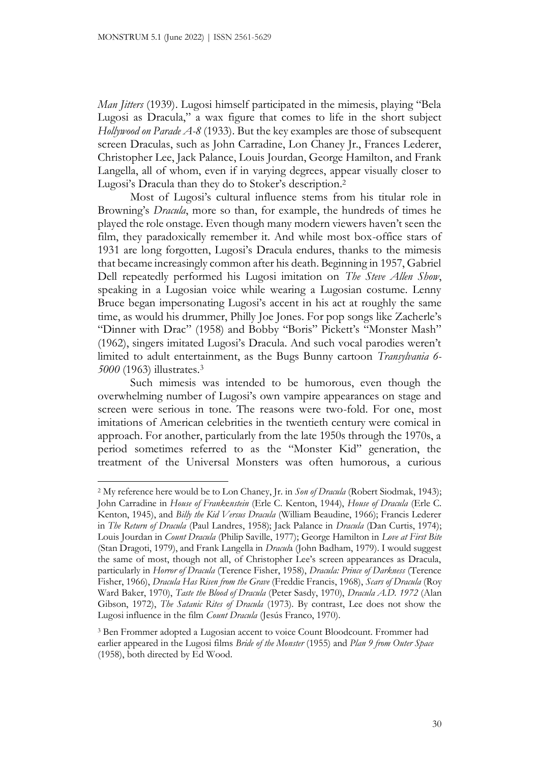*Man Jitters* (1939). Lugosi himself participated in the mimesis, playing "Bela Lugosi as Dracula," a wax figure that comes to life in the short subject *Hollywood on Parade A-8* (1933). But the key examples are those of subsequent screen Draculas, such as John Carradine, Lon Chaney Jr., Frances Lederer, Christopher Lee, Jack Palance, Louis Jourdan, George Hamilton, and Frank Langella, all of whom, even if in varying degrees, appear visually closer to Lugosi's Dracula than they do to Stoker's description.[2]

Most of Lugosi's cultural influence stems from his titular role in Browning's *Dracula*, more so than, for example, the hundreds of times he played the role onstage. Even though many modern viewers haven't seen the film, they paradoxically remember it. And while most box-office stars of 1931 are long forgotten, Lugosi's Dracula endures, thanks to the mimesis that became increasingly common after his death. Beginning in 1957, Gabriel Dell repeatedly performed his Lugosi imitation on *The Steve Allen Show*, speaking in a Lugosian voice while wearing a Lugosian costume. Lenny Bruce began impersonating Lugosi's accent in his act at roughly the same time, as would his drummer, Philly Joe Jones. For pop songs like Zacherle's "Dinner with Drac" (1958) and Bobby "Boris" Pickett's "Monster Mash" (1962), singers imitated Lugosi's Dracula. And such vocal parodies weren't limited to adult entertainment, as the Bugs Bunny cartoon *Transylvania 6-5000* (1963) illustrates.[3]

Such mimesis was intended to be humorous, even though the overwhelming number of Lugosi's own vampire appearances on stage and screen were serious in tone. The reasons were two-fold. For one, most imitations of American celebrities in the twentieth century were comical in approach. For another, particularly from the late 1950s through the 1970s, a period sometimes referred to as the "Monster Kid" generation, the treatment of the Universal Monsters was often humorous, a curious

---

[2] My reference here would be to Lon Chaney, Jr. in *Son of Dracula* (Robert Siodmak, 1943); John Carradine in *House of Frankenstein* (Erle C. Kenton, 1944), *House of Dracula* (Erle C. Kenton, 1945), and *Billy the Kid Versus Dracula* (William Beaudine, 1966); Francis Lederer in *The Return of Dracula* (Paul Landres, 1958); Jack Palance in *Dracula* (Dan Curtis, 1974); Louis Jourdan in *Count Dracula* (Philip Saville, 1977); George Hamilton in *Love at First Bite* (Stan Dragoti, 1979), and Frank Langella in *Dracula* (John Badham, 1979). I would suggest the same of most, though not all, of Christopher Lee's screen appearances as Dracula, particularly in *Horror of Dracula* (Terence Fisher, 1958), *Dracula: Prince of Darkness* (Terence Fisher, 1966), *Dracula Has Risen from the Grave* (Freddie Francis, 1968), *Scars of Dracula* (Roy Ward Baker, 1970), *Taste the Blood of Dracula* (Peter Sasdy, 1970), *Dracula A.D. 1972* (Alan Gibson, 1972), *The Satanic Rites of Dracula* (1973). By contrast, Lee does not show the Lugosi influence in the film *Count Dracula* (Jesús Franco, 1970).

[3] Ben Frommer adopted a Lugosian accent to voice Count Bloodcount. Frommer had earlier appeared in the Lugosi films *Bride of the Monster* (1955) and *Plan 9 from Outer Space* (1958), both directed by Ed Wood.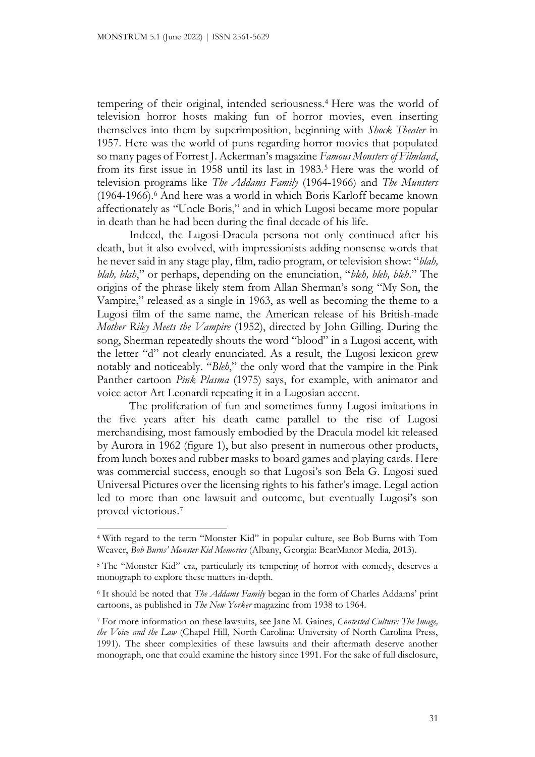tempering of their original, intended seriousness.[4] Here was the world of television horror hosts making fun of horror movies, even inserting themselves into them by superimposition, beginning with *Shock Theater* in 1957. Here was the world of puns regarding horror movies that populated so many pages of Forrest J. Ackerman's magazine *Famous Monsters of Filmland*, from its first issue in 1958 until its last in 1983.[5] Here was the world of television programs like *The Addams Family* (1964-1966) and *The Munsters* (1964-1966).[6] And here was a world in which Boris Karloff became known affectionately as "Uncle Boris," and in which Lugosi became more popular in death than he had been during the final decade of his life.

Indeed, the Lugosi-Dracula persona not only continued after his death, but it also evolved, with impressionists adding nonsense words that he never said in any stage play, film, radio program, or television show: "*blah, blah, blah*," or perhaps, depending on the enunciation, "*bleh, bleh, bleh*." The origins of the phrase likely stem from Allan Sherman's song "My Son, the Vampire," released as a single in 1963, as well as becoming the theme to a Lugosi film of the same name, the American release of his British-made *Mother Riley Meets the Vampire* (1952), directed by John Gilling. During the song, Sherman repeatedly shouts the word "blood" in a Lugosi accent, with the letter "d" not clearly enunciated. As a result, the Lugosi lexicon grew notably and noticeably. "*Bleh*," the only word that the vampire in the Pink Panther cartoon *Pink Plasma* (1975) says, for example, with animator and voice actor Art Leonardi repeating it in a Lugosian accent.

The proliferation of fun and sometimes funny Lugosi imitations in the five years after his death came parallel to the rise of Lugosi merchandising, most famously embodied by the Dracula model kit released by Aurora in 1962 (figure 1), but also present in numerous other products, from lunch boxes and rubber masks to board games and playing cards. Here was commercial success, enough so that Lugosi's son Bela G. Lugosi sued Universal Pictures over the licensing rights to his father's image. Legal action led to more than one lawsuit and outcome, but eventually Lugosi's son proved victorious.[7]

---

[4] With regard to the term "Monster Kid" in popular culture, see Bob Burns with Tom Weaver, *Bob Burns' Monster Kid Memories* (Albany, Georgia: BearManor Media, 2013).

[5] The "Monster Kid" era, particularly its tempering of horror with comedy, deserves a monograph to explore these matters in-depth.

[6] It should be noted that *The Addams Family* began in the form of Charles Addams' print cartoons, as published in *The New Yorker* magazine from 1938 to 1964.

[7] For more information on these lawsuits, see Jane M. Gaines, *Contested Culture: The Image, the Voice and the Law* (Chapel Hill, North Carolina: University of North Carolina Press, 1991). The sheer complexities of these lawsuits and their aftermath deserve another monograph, one that could examine the history since 1991. For the sake of full disclosure,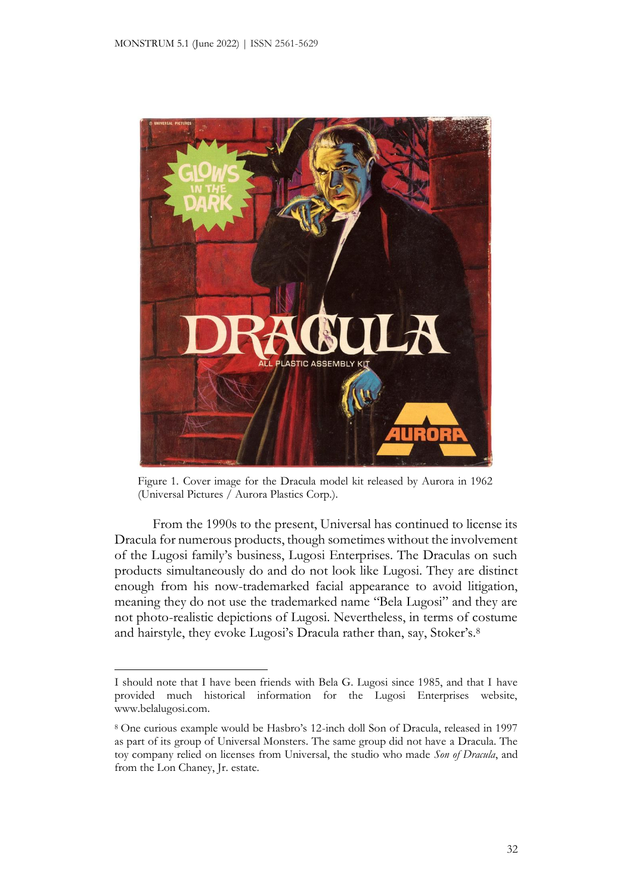Figure 1. Cover image for the Dracula model kit released by Aurora in 1962 (Universal Pictures / Aurora Plastics Corp.).

From the 1990s to the present, Universal has continued to license its Dracula for numerous products, though sometimes without the involvement of the Lugosi family's business, Lugosi Enterprises. The Draculas on such products simultaneously do and do not look like Lugosi. They are distinct enough from his now-trademarked facial appearance to avoid litigation, meaning they do not use the trademarked name "Bela Lugosi" and they are not photo-realistic depictions of Lugosi. Nevertheless, in terms of costume and hairstyle, they evoke Lugosi's Dracula rather than, say, Stoker's.[8]

---

I should note that I have been friends with Bela G. Lugosi since 1985, and that I have provided much historical information for the Lugosi Enterprises website, www.belalugosi.com.

[8] One curious example would be Hasbro's 12-inch doll Son of Dracula, released in 1997 as part of its group of Universal Monsters. The same group did not have a Dracula. The toy company relied on licenses from Universal, the studio who made *Son of Dracula*, and from the Lon Chaney, Jr. estate.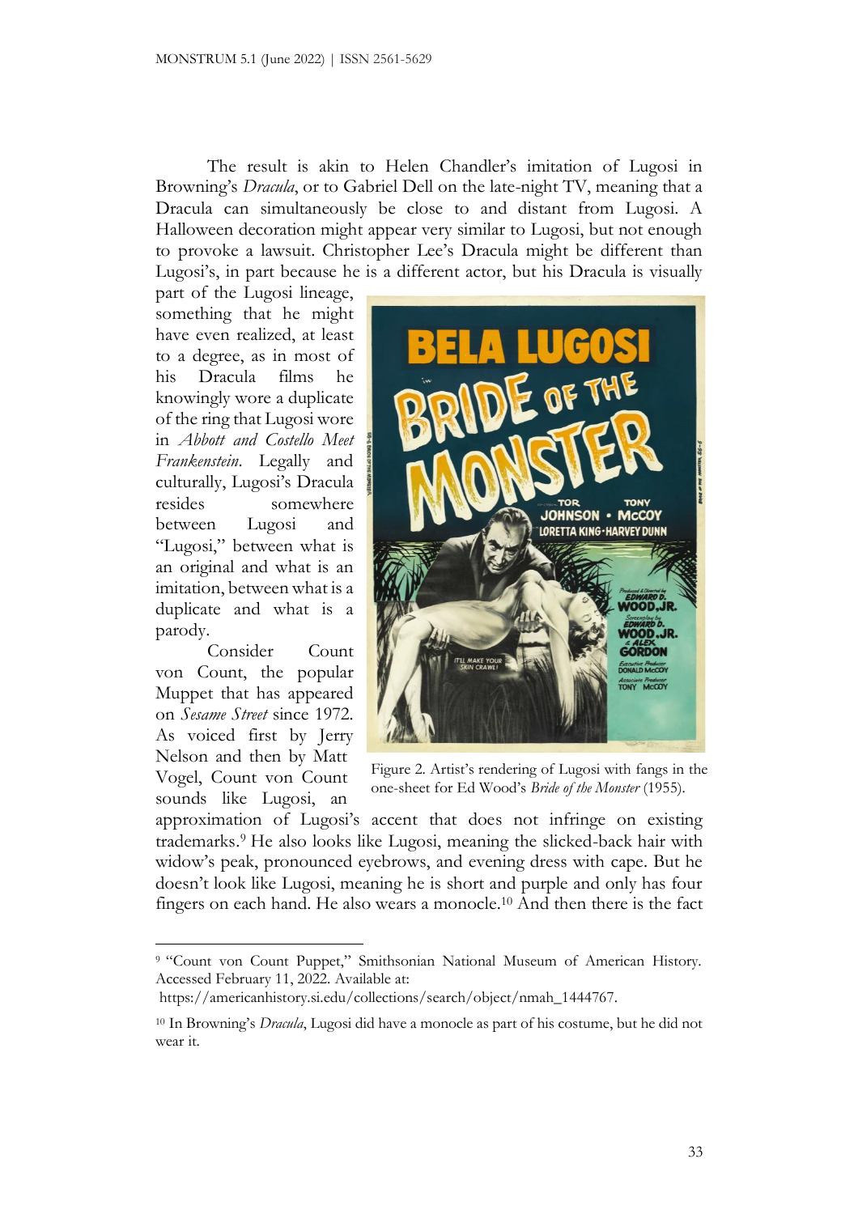The result is akin to Helen Chandler's imitation of Lugosi in Browning's *Dracula*, or to Gabriel Dell on the late-night TV, meaning that a Dracula can simultaneously be close to and distant from Lugosi. A Halloween decoration might appear very similar to Lugosi, but not enough to provoke a lawsuit. Christopher Lee's Dracula might be different than Lugosi's, in part because he is a different actor, but his Dracula is visually part of the Lugosi lineage, something that he might have even realized, at least to a degree, as in most of his Dracula films he knowingly wore a duplicate of the ring that Lugosi wore in *Abbott and Costello Meet Frankenstein*. Legally and culturally, Lugosi's Dracula resides somewhere between Lugosi and "Lugosi," between what is an original and what is an imitation, between what is a duplicate and what is a parody.

Figure 2. Artist's rendering of Lugosi with fangs in the one-sheet for Ed Wood's *Bride of the Monster* (1955).

Consider Count von Count, the popular Muppet that has appeared on *Sesame Street* since 1972. As voiced first by Jerry Nelson and then by Matt Vogel, Count von Count sounds like Lugosi, an approximation of Lugosi's accent that does not infringe on existing trademarks.[9] He also looks like Lugosi, meaning the slicked-back hair with widow's peak, pronounced eyebrows, and evening dress with cape. But he doesn't look like Lugosi, meaning he is short and purple and only has four fingers on each hand. He also wears a monocle.[10] And then there is the fact

---

[9] "Count von Count Puppet," Smithsonian National Museum of American History. Accessed February 11, 2022. Available at: https://americanhistory.si.edu/collections/search/object/nmah_1444767.

[10] In Browning's *Dracula*, Lugosi did have a monocle as part of his costume, but he did not wear it.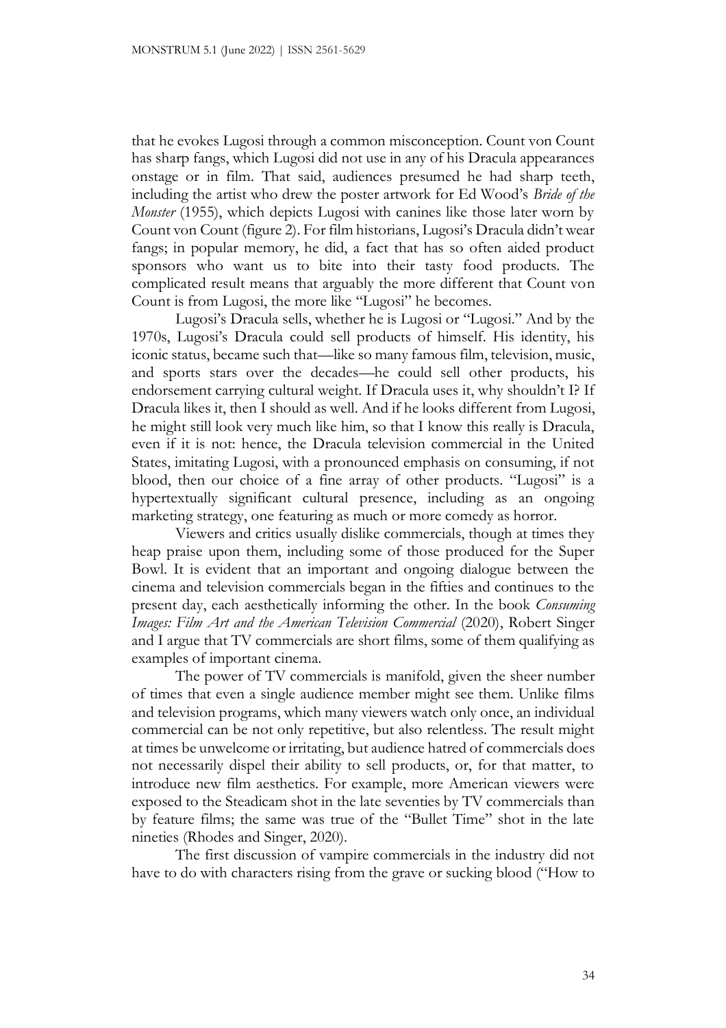that he evokes Lugosi through a common misconception. Count von Count has sharp fangs, which Lugosi did not use in any of his Dracula appearances onstage or in film. That said, audiences presumed he had sharp teeth, including the artist who drew the poster artwork for Ed Wood's *Bride of the Monster* (1955), which depicts Lugosi with canines like those later worn by Count von Count (figure 2). For film historians, Lugosi's Dracula didn't wear fangs; in popular memory, he did, a fact that has so often aided product sponsors who want us to bite into their tasty food products. The complicated result means that arguably the more different that Count von Count is from Lugosi, the more like "Lugosi" he becomes.

Lugosi's Dracula sells, whether he is Lugosi or "Lugosi." And by the 1970s, Lugosi's Dracula could sell products of himself. His identity, his iconic status, became such that—like so many famous film, television, music, and sports stars over the decades—he could sell other products, his endorsement carrying cultural weight. If Dracula uses it, why shouldn't I? If Dracula likes it, then I should as well. And if he looks different from Lugosi, he might still look very much like him, so that I know this really is Dracula, even if it is not: hence, the Dracula television commercial in the United States, imitating Lugosi, with a pronounced emphasis on consuming, if not blood, then our choice of a fine array of other products. "Lugosi" is a hypertextually significant cultural presence, including as an ongoing marketing strategy, one featuring as much or more comedy as horror.

Viewers and critics usually dislike commercials, though at times they heap praise upon them, including some of those produced for the Super Bowl. It is evident that an important and ongoing dialogue between the cinema and television commercials began in the fifties and continues to the present day, each aesthetically informing the other. In the book *Consuming Images: Film Art and the American Television Commercial* (2020), Robert Singer and I argue that TV commercials are short films, some of them qualifying as examples of important cinema.

The power of TV commercials is manifold, given the sheer number of times that even a single audience member might see them. Unlike films and television programs, which many viewers watch only once, an individual commercial can be not only repetitive, but also relentless. The result might at times be unwelcome or irritating, but audience hatred of commercials does not necessarily dispel their ability to sell products, or, for that matter, to introduce new film aesthetics. For example, more American viewers were exposed to the Steadicam shot in the late seventies by TV commercials than by feature films; the same was true of the "Bullet Time" shot in the late nineties (Rhodes and Singer, 2020).

The first discussion of vampire commercials in the industry did not have to do with characters rising from the grave or sucking blood ("How to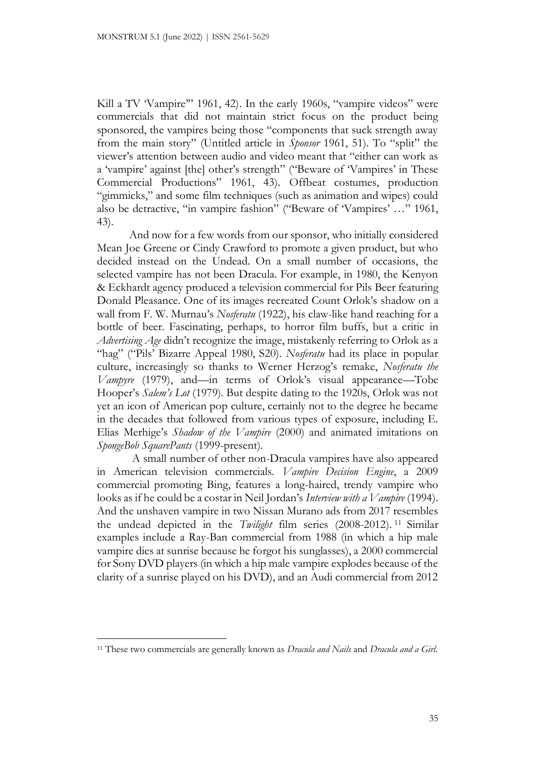Kill a TV 'Vampire'" 1961, 42). In the early 1960s, "vampire videos" were commercials that did not maintain strict focus on the product being sponsored, the vampires being those "components that suck strength away from the main story" (Untitled article in *Sponsor* 1961, 51). To "split" the viewer's attention between audio and video meant that "either can work as a 'vampire' against [the] other's strength" ("Beware of 'Vampires' in These Commercial Productions" 1961, 43). Offbeat costumes, production "gimmicks," and some film techniques (such as animation and wipes) could also be detractive, "in vampire fashion" ("Beware of 'Vampires' …" 1961, 43).

And now for a few words from our sponsor, who initially considered Mean Joe Greene or Cindy Crawford to promote a given product, but who decided instead on the Undead. On a small number of occasions, the selected vampire has not been Dracula. For example, in 1980, the Kenyon & Eckhardt agency produced a television commercial for Pils Beer featuring Donald Pleasance. One of its images recreated Count Orlok's shadow on a wall from F. W. Murnau's *Nosferatu* (1922), his claw-like hand reaching for a bottle of beer. Fascinating, perhaps, to horror film buffs, but a critic in *Advertising Age* didn't recognize the image, mistakenly referring to Orlok as a "hag" ("Pils' Bizarre Appeal 1980, S20). *Nosferatu* had its place in popular culture, increasingly so thanks to Werner Herzog's remake, *Nosferatu the Vampyre* (1979), and—in terms of Orlok's visual appearance—Tobe Hooper's *Salem's Lot* (1979). But despite dating to the 1920s, Orlok was not yet an icon of American pop culture, certainly not to the degree he became in the decades that followed from various types of exposure, including E. Elias Merhige's *Shadow of the Vampire* (2000) and animated imitations on *SpongeBob SquarePants* (1999-present).

A small number of other non-Dracula vampires have also appeared in American television commercials. *Vampire Decision Engine*, a 2009 commercial promoting Bing, features a long-haired, trendy vampire who looks as if he could be a costar in Neil Jordan's *Interview with a Vampire* (1994). And the unshaven vampire in two Nissan Murano ads from 2017 resembles the undead depicted in the *Twilight* film series (2008-2012).[11] Similar examples include a Ray-Ban commercial from 1988 (in which a hip male vampire dies at sunrise because he forgot his sunglasses), a 2000 commercial for Sony DVD players (in which a hip male vampire explodes because of the clarity of a sunrise played on his DVD), and an Audi commercial from 2012

---

[11] These two commercials are generally known as *Dracula and Nails* and *Dracula and a Girl*.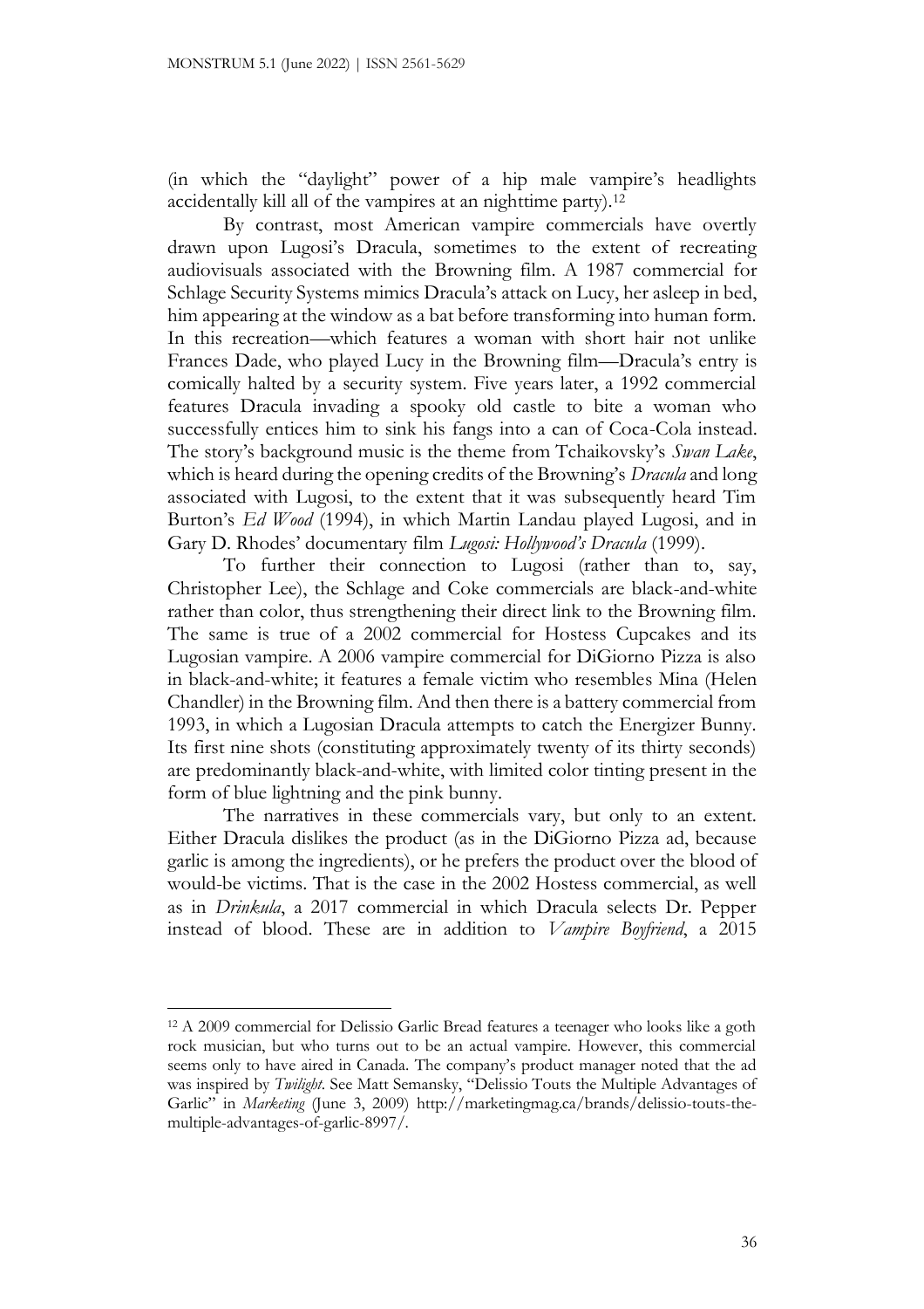(in which the "daylight" power of a hip male vampire's headlights accidentally kill all of the vampires at an nighttime party).[12]

By contrast, most American vampire commercials have overtly drawn upon Lugosi's Dracula, sometimes to the extent of recreating audiovisuals associated with the Browning film. A 1987 commercial for Schlage Security Systems mimics Dracula's attack on Lucy, her asleep in bed, him appearing at the window as a bat before transforming into human form. In this recreation—which features a woman with short hair not unlike Frances Dade, who played Lucy in the Browning film—Dracula's entry is comically halted by a security system. Five years later, a 1992 commercial features Dracula invading a spooky old castle to bite a woman who successfully entices him to sink his fangs into a can of Coca-Cola instead. The story's background music is the theme from Tchaikovsky's *Swan Lake*, which is heard during the opening credits of the Browning's *Dracula* and long associated with Lugosi, to the extent that it was subsequently heard Tim Burton's *Ed Wood* (1994), in which Martin Landau played Lugosi, and in Gary D. Rhodes' documentary film *Lugosi: Hollywood's Dracula* (1999).

To further their connection to Lugosi (rather than to, say, Christopher Lee), the Schlage and Coke commercials are black-and-white rather than color, thus strengthening their direct link to the Browning film. The same is true of a 2002 commercial for Hostess Cupcakes and its Lugosian vampire. A 2006 vampire commercial for DiGiorno Pizza is also in black-and-white; it features a female victim who resembles Mina (Helen Chandler) in the Browning film. And then there is a battery commercial from 1993, in which a Lugosian Dracula attempts to catch the Energizer Bunny. Its first nine shots (constituting approximately twenty of its thirty seconds) are predominantly black-and-white, with limited color tinting present in the form of blue lightning and the pink bunny.

The narratives in these commercials vary, but only to an extent. Either Dracula dislikes the product (as in the DiGiorno Pizza ad, because garlic is among the ingredients), or he prefers the product over the blood of would-be victims. That is the case in the 2002 Hostess commercial, as well as in *Drinkula*, a 2017 commercial in which Dracula selects Dr. Pepper instead of blood. These are in addition to *Vampire Boyfriend*, a 2015

---

[12] A 2009 commercial for Delissio Garlic Bread features a teenager who looks like a goth rock musician, but who turns out to be an actual vampire. However, this commercial seems only to have aired in Canada. The company's product manager noted that the ad was inspired by *Twilight*. See Matt Semansky, "Delissio Touts the Multiple Advantages of Garlic" in *Marketing* (June 3, 2009) http://marketingmag.ca/brands/delissio-touts-the-multiple-advantages-of-garlic-8997/.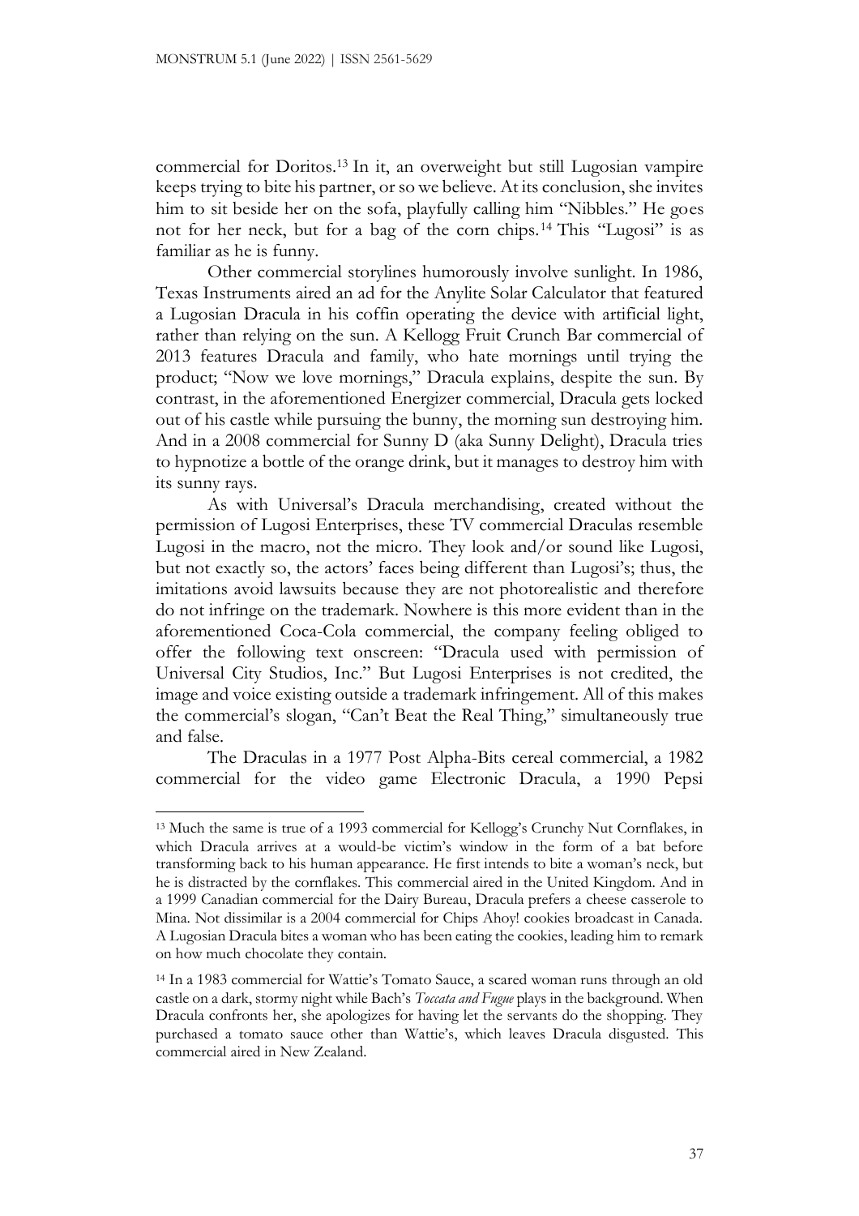commercial for Doritos.[13] In it, an overweight but still Lugosian vampire keeps trying to bite his partner, or so we believe. At its conclusion, she invites him to sit beside her on the sofa, playfully calling him "Nibbles." He goes not for her neck, but for a bag of the corn chips.[14] This "Lugosi" is as familiar as he is funny.

Other commercial storylines humorously involve sunlight. In 1986, Texas Instruments aired an ad for the Anylite Solar Calculator that featured a Lugosian Dracula in his coffin operating the device with artificial light, rather than relying on the sun. A Kellogg Fruit Crunch Bar commercial of 2013 features Dracula and family, who hate mornings until trying the product; "Now we love mornings," Dracula explains, despite the sun. By contrast, in the aforementioned Energizer commercial, Dracula gets locked out of his castle while pursuing the bunny, the morning sun destroying him. And in a 2008 commercial for Sunny D (aka Sunny Delight), Dracula tries to hypnotize a bottle of the orange drink, but it manages to destroy him with its sunny rays.

As with Universal's Dracula merchandising, created without the permission of Lugosi Enterprises, these TV commercial Draculas resemble Lugosi in the macro, not the micro. They look and/or sound like Lugosi, but not exactly so, the actors' faces being different than Lugosi's; thus, the imitations avoid lawsuits because they are not photorealistic and therefore do not infringe on the trademark. Nowhere is this more evident than in the aforementioned Coca-Cola commercial, the company feeling obliged to offer the following text onscreen: "Dracula used with permission of Universal City Studios, Inc." But Lugosi Enterprises is not credited, the image and voice existing outside a trademark infringement. All of this makes the commercial's slogan, "Can't Beat the Real Thing," simultaneously true and false.

The Draculas in a 1977 Post Alpha-Bits cereal commercial, a 1982 commercial for the video game Electronic Dracula, a 1990 Pepsi

---

[13] Much the same is true of a 1993 commercial for Kellogg's Crunchy Nut Cornflakes, in which Dracula arrives at a would-be victim's window in the form of a bat before transforming back to his human appearance. He first intends to bite a woman's neck, but he is distracted by the cornflakes. This commercial aired in the United Kingdom. And in a 1999 Canadian commercial for the Dairy Bureau, Dracula prefers a cheese casserole to Mina. Not dissimilar is a 2004 commercial for Chips Ahoy! cookies broadcast in Canada. A Lugosian Dracula bites a woman who has been eating the cookies, leading him to remark on how much chocolate they contain.

[14] In a 1983 commercial for Wattie's Tomato Sauce, a scared woman runs through an old castle on a dark, stormy night while Bach's *Toccata and Fugue* plays in the background. When Dracula confronts her, she apologizes for having let the servants do the shopping. They purchased a tomato sauce other than Wattie's, which leaves Dracula disgusted. This commercial aired in New Zealand.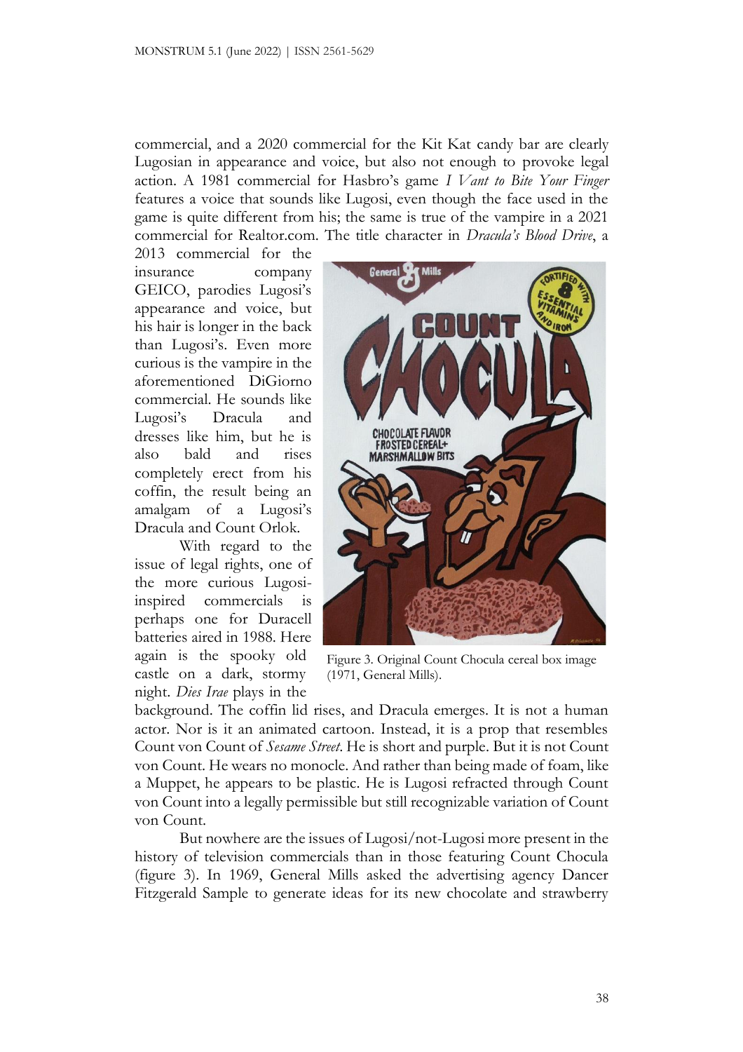commercial, and a 2020 commercial for the Kit Kat candy bar are clearly Lugosian in appearance and voice, but also not enough to provoke legal action. A 1981 commercial for Hasbro's game *I Vant to Bite Your Finger* features a voice that sounds like Lugosi, even though the face used in the game is quite different from his; the same is true of the vampire in a 2021 commercial for Realtor.com. The title character in *Dracula's Blood Drive*, a 2013 commercial for the insurance company GEICO, parodies Lugosi's appearance and voice, but his hair is longer in the back than Lugosi's. Even more curious is the vampire in the aforementioned DiGiorno commercial. He sounds like Lugosi's Dracula and dresses like him, but he is also bald and rises completely erect from his coffin, the result being an amalgam of a Lugosi's Dracula and Count Orlok.

With regard to the issue of legal rights, one of the more curious Lugosi-inspired commercials is perhaps one for Duracell batteries aired in 1988. Here again is the spooky old castle on a dark, stormy night. *Dies Irae* plays in the background. The coffin lid rises, and Dracula emerges. It is not a human actor. Nor is it an animated cartoon. Instead, it is a prop that resembles Count von Count of *Sesame Street*. He is short and purple. But it is not Count von Count. He wears no monocle. And rather than being made of foam, like a Muppet, he appears to be plastic. He is Lugosi refracted through Count von Count into a legally permissible but still recognizable variation of Count von Count.

Figure 3. Original Count Chocula cereal box image (1971, General Mills).

But nowhere are the issues of Lugosi/not-Lugosi more present in the history of television commercials than in those featuring Count Chocula (figure 3). In 1969, General Mills asked the advertising agency Dancer Fitzgerald Sample to generate ideas for its new chocolate and strawberry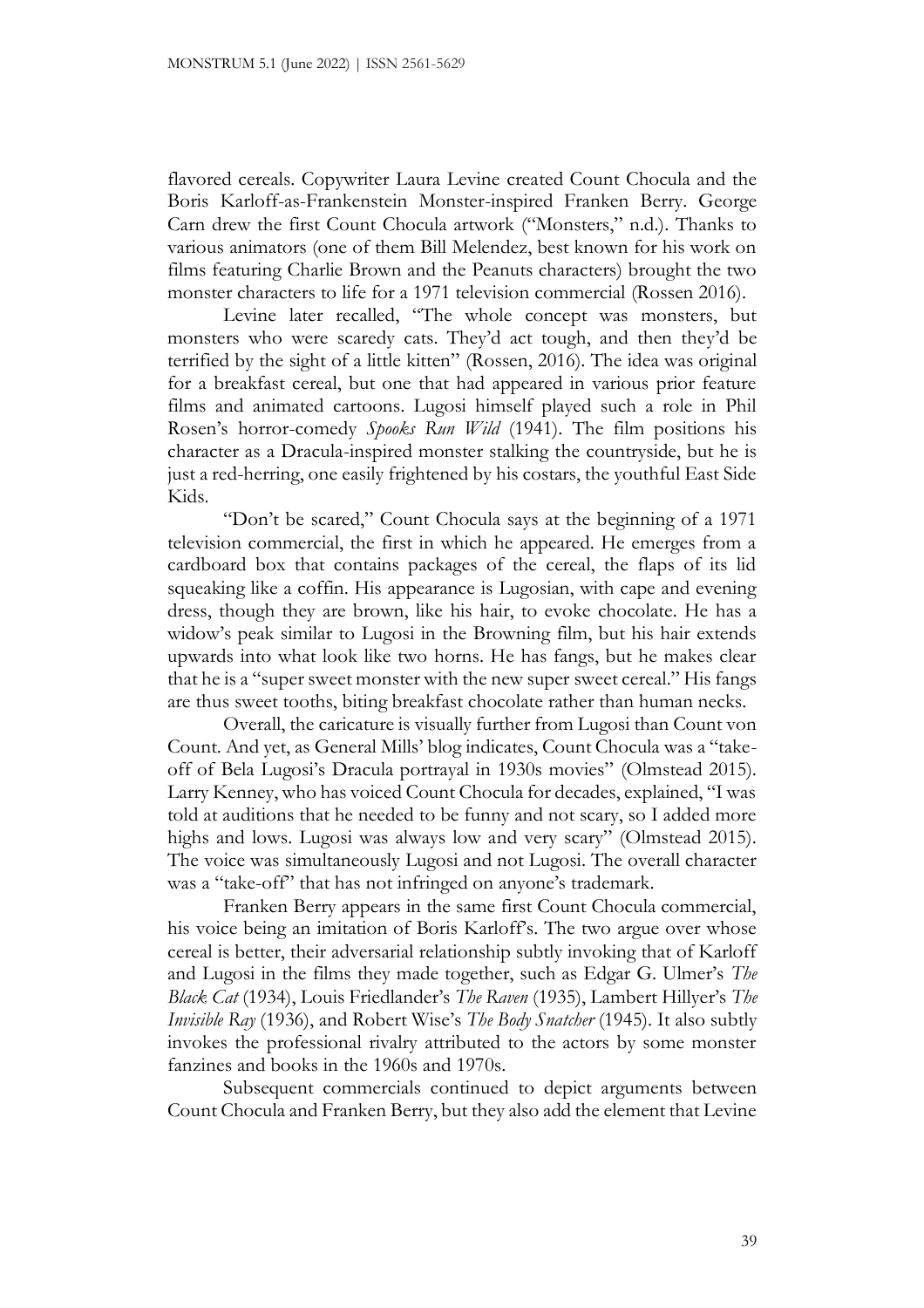flavored cereals. Copywriter Laura Levine created Count Chocula and the Boris Karloff-as-Frankenstein Monster-inspired Franken Berry. George Carn drew the first Count Chocula artwork ("Monsters," n.d.). Thanks to various animators (one of them Bill Melendez, best known for his work on films featuring Charlie Brown and the Peanuts characters) brought the two monster characters to life for a 1971 television commercial (Rossen 2016).

Levine later recalled, "The whole concept was monsters, but monsters who were scaredy cats. They'd act tough, and then they'd be terrified by the sight of a little kitten" (Rossen, 2016). The idea was original for a breakfast cereal, but one that had appeared in various prior feature films and animated cartoons. Lugosi himself played such a role in Phil Rosen's horror-comedy *Spooks Run Wild* (1941). The film positions his character as a Dracula-inspired monster stalking the countryside, but he is just a red-herring, one easily frightened by his costars, the youthful East Side Kids.

"Don't be scared," Count Chocula says at the beginning of a 1971 television commercial, the first in which he appeared. He emerges from a cardboard box that contains packages of the cereal, the flaps of its lid squeaking like a coffin. His appearance is Lugosian, with cape and evening dress, though they are brown, like his hair, to evoke chocolate. He has a widow's peak similar to Lugosi in the Browning film, but his hair extends upwards into what look like two horns. He has fangs, but he makes clear that he is a "super sweet monster with the new super sweet cereal." His fangs are thus sweet tooths, biting breakfast chocolate rather than human necks.

Overall, the caricature is visually further from Lugosi than Count von Count. And yet, as General Mills' blog indicates, Count Chocula was a "take-off of Bela Lugosi's Dracula portrayal in 1930s movies" (Olmstead 2015). Larry Kenney, who has voiced Count Chocula for decades, explained, "I was told at auditions that he needed to be funny and not scary, so I added more highs and lows. Lugosi was always low and very scary" (Olmstead 2015). The voice was simultaneously Lugosi and not Lugosi. The overall character was a "take-off" that has not infringed on anyone's trademark.

Franken Berry appears in the same first Count Chocula commercial, his voice being an imitation of Boris Karloff's. The two argue over whose cereal is better, their adversarial relationship subtly invoking that of Karloff and Lugosi in the films they made together, such as Edgar G. Ulmer's *The Black Cat* (1934), Louis Friedlander's *The Raven* (1935), Lambert Hillyer's *The Invisible Ray* (1936), and Robert Wise's *The Body Snatcher* (1945). It also subtly invokes the professional rivalry attributed to the actors by some monster fanzines and books in the 1960s and 1970s.

Subsequent commercials continued to depict arguments between Count Chocula and Franken Berry, but they also add the element that Levine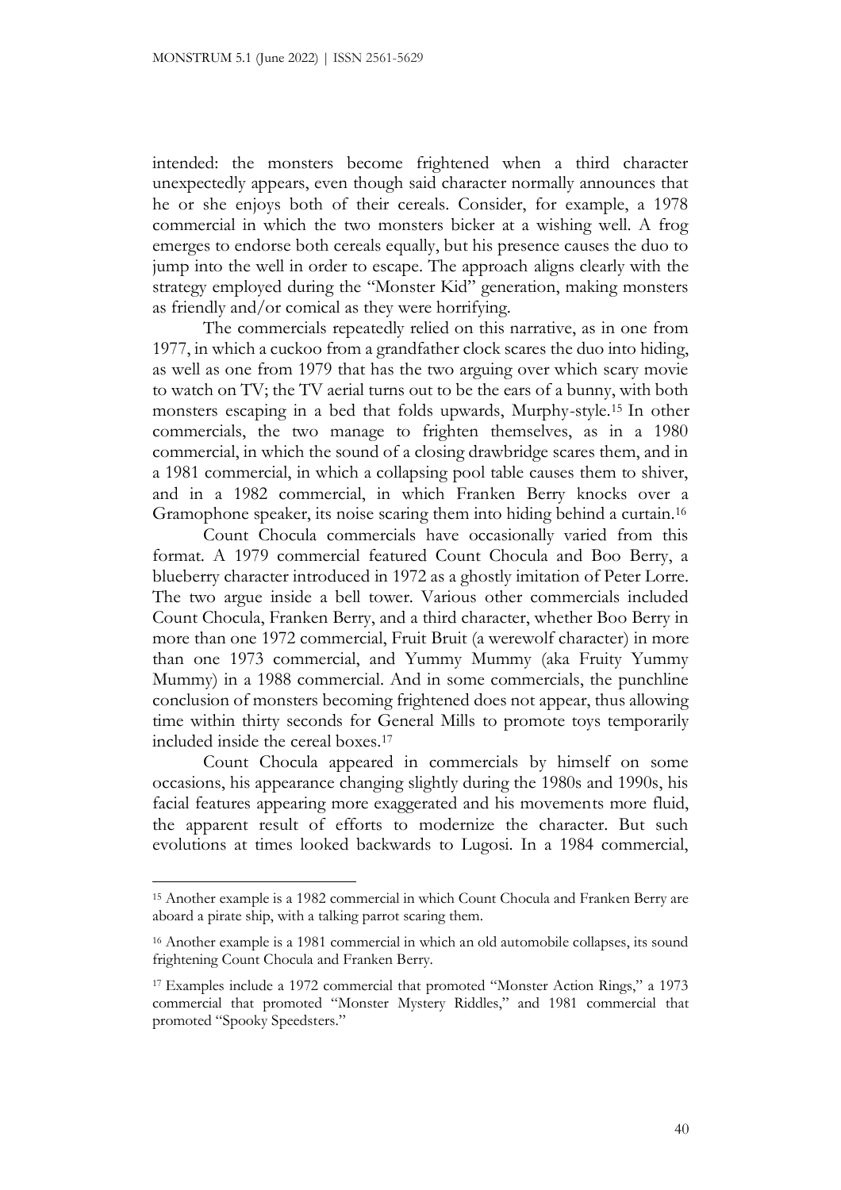intended: the monsters become frightened when a third character unexpectedly appears, even though said character normally announces that he or she enjoys both of their cereals. Consider, for example, a 1978 commercial in which the two monsters bicker at a wishing well. A frog emerges to endorse both cereals equally, but his presence causes the duo to jump into the well in order to escape. The approach aligns clearly with the strategy employed during the "Monster Kid" generation, making monsters as friendly and/or comical as they were horrifying.

The commercials repeatedly relied on this narrative, as in one from 1977, in which a cuckoo from a grandfather clock scares the duo into hiding, as well as one from 1979 that has the two arguing over which scary movie to watch on TV; the TV aerial turns out to be the ears of a bunny, with both monsters escaping in a bed that folds upwards, Murphy-style.[15] In other commercials, the two manage to frighten themselves, as in a 1980 commercial, in which the sound of a closing drawbridge scares them, and in a 1981 commercial, in which a collapsing pool table causes them to shiver, and in a 1982 commercial, in which Franken Berry knocks over a Gramophone speaker, its noise scaring them into hiding behind a curtain.[16]

Count Chocula commercials have occasionally varied from this format. A 1979 commercial featured Count Chocula and Boo Berry, a blueberry character introduced in 1972 as a ghostly imitation of Peter Lorre. The two argue inside a bell tower. Various other commercials included Count Chocula, Franken Berry, and a third character, whether Boo Berry in more than one 1972 commercial, Fruit Bruit (a werewolf character) in more than one 1973 commercial, and Yummy Mummy (aka Fruity Yummy Mummy) in a 1988 commercial. And in some commercials, the punchline conclusion of monsters becoming frightened does not appear, thus allowing time within thirty seconds for General Mills to promote toys temporarily included inside the cereal boxes.[17]

Count Chocula appeared in commercials by himself on some occasions, his appearance changing slightly during the 1980s and 1990s, his facial features appearing more exaggerated and his movements more fluid, the apparent result of efforts to modernize the character. But such evolutions at times looked backwards to Lugosi. In a 1984 commercial,

---

[15] Another example is a 1982 commercial in which Count Chocula and Franken Berry are aboard a pirate ship, with a talking parrot scaring them.

[16] Another example is a 1981 commercial in which an old automobile collapses, its sound frightening Count Chocula and Franken Berry.

[17] Examples include a 1972 commercial that promoted "Monster Action Rings," a 1973 commercial that promoted "Monster Mystery Riddles," and 1981 commercial that promoted "Spooky Speedsters."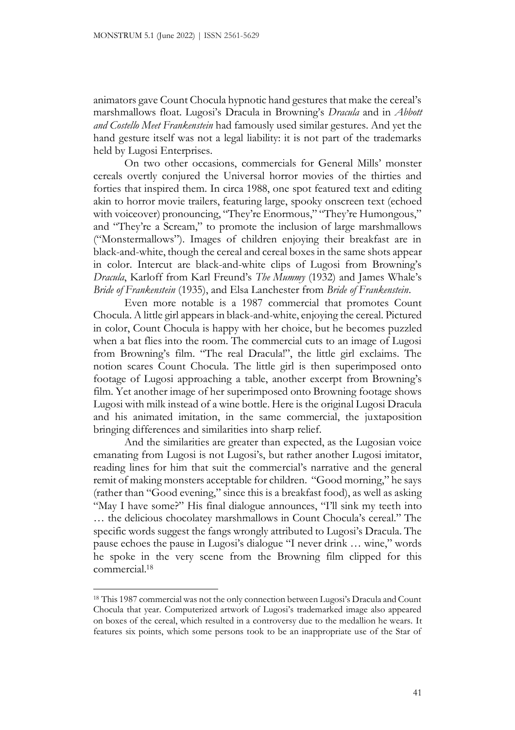animators gave Count Chocula hypnotic hand gestures that make the cereal's marshmallows float. Lugosi's Dracula in Browning's *Dracula* and in *Abbott and Costello Meet Frankenstein* had famously used similar gestures. And yet the hand gesture itself was not a legal liability: it is not part of the trademarks held by Lugosi Enterprises.

On two other occasions, commercials for General Mills' monster cereals overtly conjured the Universal horror movies of the thirties and forties that inspired them. In circa 1988, one spot featured text and editing akin to horror movie trailers, featuring large, spooky onscreen text (echoed with voiceover) pronouncing, "They're Enormous," "They're Humongous," and "They're a Scream," to promote the inclusion of large marshmallows ("Monstermallows"). Images of children enjoying their breakfast are in black-and-white, though the cereal and cereal boxes in the same shots appear in color. Intercut are black-and-white clips of Lugosi from Browning's *Dracula*, Karloff from Karl Freund's *The Mummy* (1932) and James Whale's *Bride of Frankenstein* (1935), and Elsa Lanchester from *Bride of Frankenstein*.

Even more notable is a 1987 commercial that promotes Count Chocula. A little girl appears in black-and-white, enjoying the cereal. Pictured in color, Count Chocula is happy with her choice, but he becomes puzzled when a bat flies into the room. The commercial cuts to an image of Lugosi from Browning's film. "The real Dracula!", the little girl exclaims. The notion scares Count Chocula. The little girl is then superimposed onto footage of Lugosi approaching a table, another excerpt from Browning's film. Yet another image of her superimposed onto Browning footage shows Lugosi with milk instead of a wine bottle. Here is the original Lugosi Dracula and his animated imitation, in the same commercial, the juxtaposition bringing differences and similarities into sharp relief.

And the similarities are greater than expected, as the Lugosian voice emanating from Lugosi is not Lugosi's, but rather another Lugosi imitator, reading lines for him that suit the commercial's narrative and the general remit of making monsters acceptable for children. "Good morning," he says (rather than "Good evening," since this is a breakfast food), as well as asking "May I have some?" His final dialogue announces, "I'll sink my teeth into … the delicious chocolatey marshmallows in Count Chocula's cereal." The specific words suggest the fangs wrongly attributed to Lugosi's Dracula. The pause echoes the pause in Lugosi's dialogue "I never drink … wine," words he spoke in the very scene from the Browning film clipped for this commercial.[18]

---

[18] This 1987 commercial was not the only connection between Lugosi's Dracula and Count Chocula that year. Computerized artwork of Lugosi's trademarked image also appeared on boxes of the cereal, which resulted in a controversy due to the medallion he wears. It features six points, which some persons took to be an inappropriate use of the Star of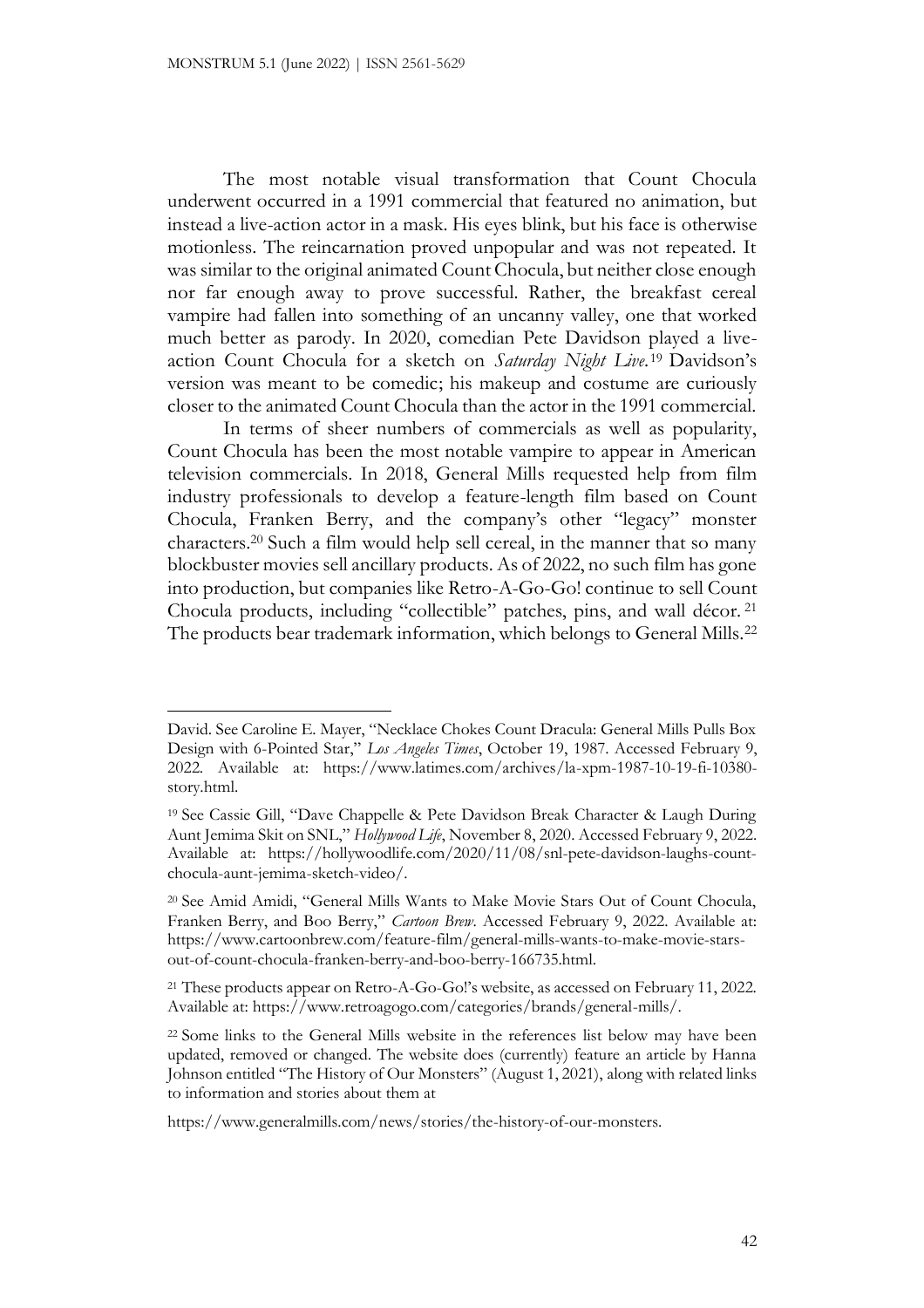The most notable visual transformation that Count Chocula underwent occurred in a 1991 commercial that featured no animation, but instead a live-action actor in a mask. His eyes blink, but his face is otherwise motionless. The reincarnation proved unpopular and was not repeated. It was similar to the original animated Count Chocula, but neither close enough nor far enough away to prove successful. Rather, the breakfast cereal vampire had fallen into something of an uncanny valley, one that worked much better as parody. In 2020, comedian Pete Davidson played a live-action Count Chocula for a sketch on *Saturday Night Live*.[19] Davidson's version was meant to be comedic; his makeup and costume are curiously closer to the animated Count Chocula than the actor in the 1991 commercial.

In terms of sheer numbers of commercials as well as popularity, Count Chocula has been the most notable vampire to appear in American television commercials. In 2018, General Mills requested help from film industry professionals to develop a feature-length film based on Count Chocula, Franken Berry, and the company's other "legacy" monster characters.[20] Such a film would help sell cereal, in the manner that so many blockbuster movies sell ancillary products. As of 2022, no such film has gone into production, but companies like Retro-A-Go-Go! continue to sell Count Chocula products, including "collectible" patches, pins, and wall décor.[21] The products bear trademark information, which belongs to General Mills.[22]

---

David. See Caroline E. Mayer, "Necklace Chokes Count Dracula: General Mills Pulls Box Design with 6-Pointed Star," *Los Angeles Times*, October 19, 1987. Accessed February 9, 2022. Available at: https://www.latimes.com/archives/la-xpm-1987-10-19-fi-10380-story.html.

[19] See Cassie Gill, "Dave Chappelle & Pete Davidson Break Character & Laugh During Aunt Jemima Skit on SNL," *Hollywood Life*, November 8, 2020. Accessed February 9, 2022. Available at: https://hollywoodlife.com/2020/11/08/snl-pete-davidson-laughs-count-chocula-aunt-jemima-sketch-video/.

[20] See Amid Amidi, "General Mills Wants to Make Movie Stars Out of Count Chocula, Franken Berry, and Boo Berry," *Cartoon Brew*. Accessed February 9, 2022. Available at: https://www.cartoonbrew.com/feature-film/general-mills-wants-to-make-movie-stars-out-of-count-chocula-franken-berry-and-boo-berry-166735.html.

[21] These products appear on Retro-A-Go-Go!'s website, as accessed on February 11, 2022. Available at: https://www.retroagogo.com/categories/brands/general-mills/.

[22] Some links to the General Mills website in the references list below may have been updated, removed or changed. The website does (currently) feature an article by Hanna Johnson entitled "The History of Our Monsters" (August 1, 2021), along with related links to information and stories about them at

https://www.generalmills.com/news/stories/the-history-of-our-monsters.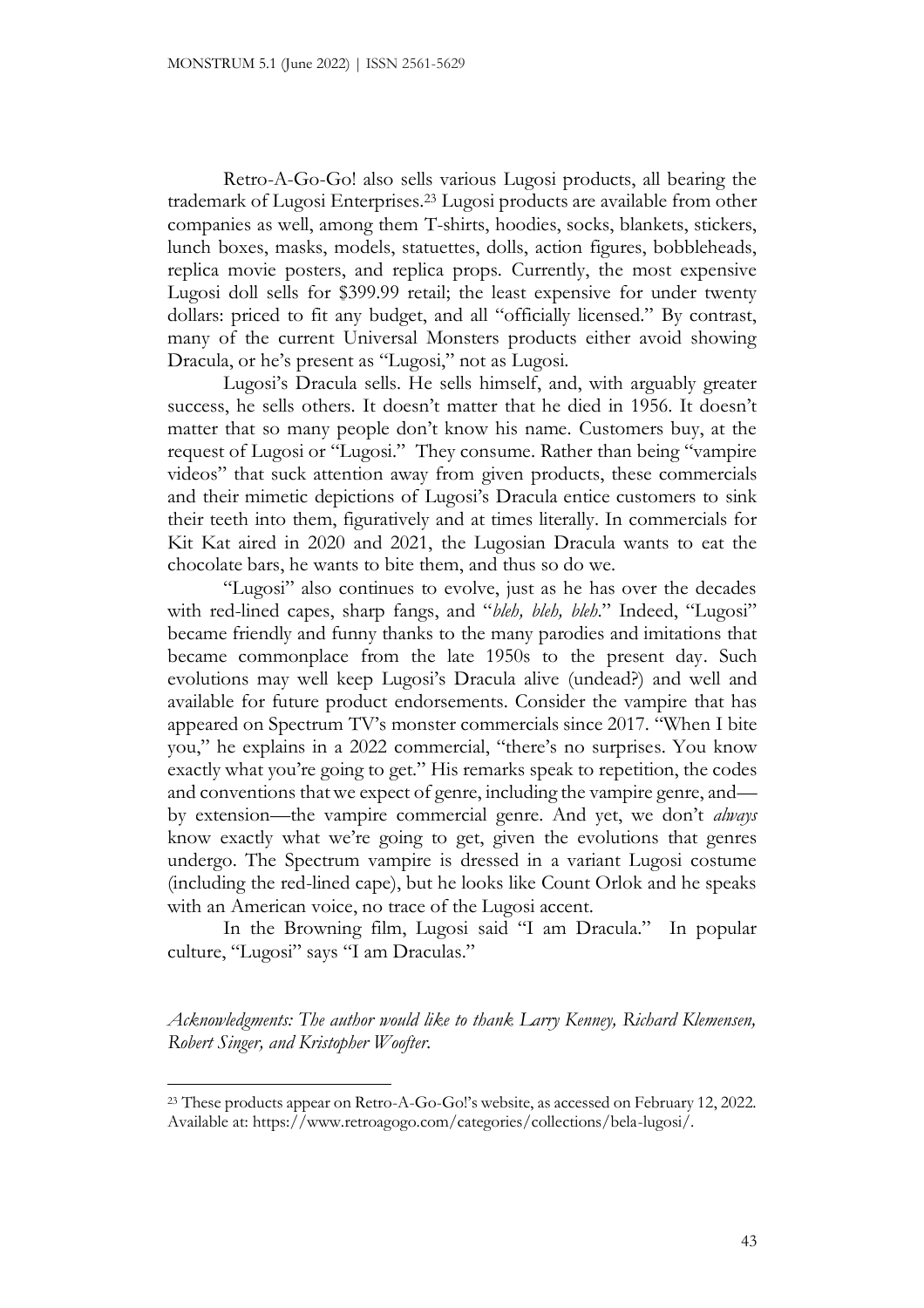Retro-A-Go-Go! also sells various Lugosi products, all bearing the trademark of Lugosi Enterprises.[23] Lugosi products are available from other companies as well, among them T-shirts, hoodies, socks, blankets, stickers, lunch boxes, masks, models, statuettes, dolls, action figures, bobbleheads, replica movie posters, and replica props. Currently, the most expensive Lugosi doll sells for $399.99 retail; the least expensive for under twenty dollars: priced to fit any budget, and all "officially licensed." By contrast, many of the current Universal Monsters products either avoid showing Dracula, or he's present as "Lugosi," not as Lugosi.

Lugosi's Dracula sells. He sells himself, and, with arguably greater success, he sells others. It doesn't matter that he died in 1956. It doesn't matter that so many people don't know his name. Customers buy, at the request of Lugosi or "Lugosi." They consume. Rather than being "vampire videos" that suck attention away from given products, these commercials and their mimetic depictions of Lugosi's Dracula entice customers to sink their teeth into them, figuratively and at times literally. In commercials for Kit Kat aired in 2020 and 2021, the Lugosian Dracula wants to eat the chocolate bars, he wants to bite them, and thus so do we.

"Lugosi" also continues to evolve, just as he has over the decades with red-lined capes, sharp fangs, and "*bleh, bleh, bleh*." Indeed, "Lugosi" became friendly and funny thanks to the many parodies and imitations that became commonplace from the late 1950s to the present day. Such evolutions may well keep Lugosi's Dracula alive (undead?) and well and available for future product endorsements. Consider the vampire that has appeared on Spectrum TV's monster commercials since 2017. "When I bite you," he explains in a 2022 commercial, "there's no surprises. You know exactly what you're going to get." His remarks speak to repetition, the codes and conventions that we expect of genre, including the vampire genre, and—by extension—the vampire commercial genre. And yet, we don't *always* know exactly what we're going to get, given the evolutions that genres undergo. The Spectrum vampire is dressed in a variant Lugosi costume (including the red-lined cape), but he looks like Count Orlok and he speaks with an American voice, no trace of the Lugosi accent.

In the Browning film, Lugosi said "I am Dracula." In popular culture, "Lugosi" says "I am Draculas."

*Acknowledgments: The author would like to thank Larry Kenney, Richard Klemensen, Robert Singer, and Kristopher Woofter.*

---

[23] These products appear on Retro-A-Go-Go!'s website, as accessed on February 12, 2022. Available at: https://www.retroagogo.com/categories/collections/bela-lugosi/.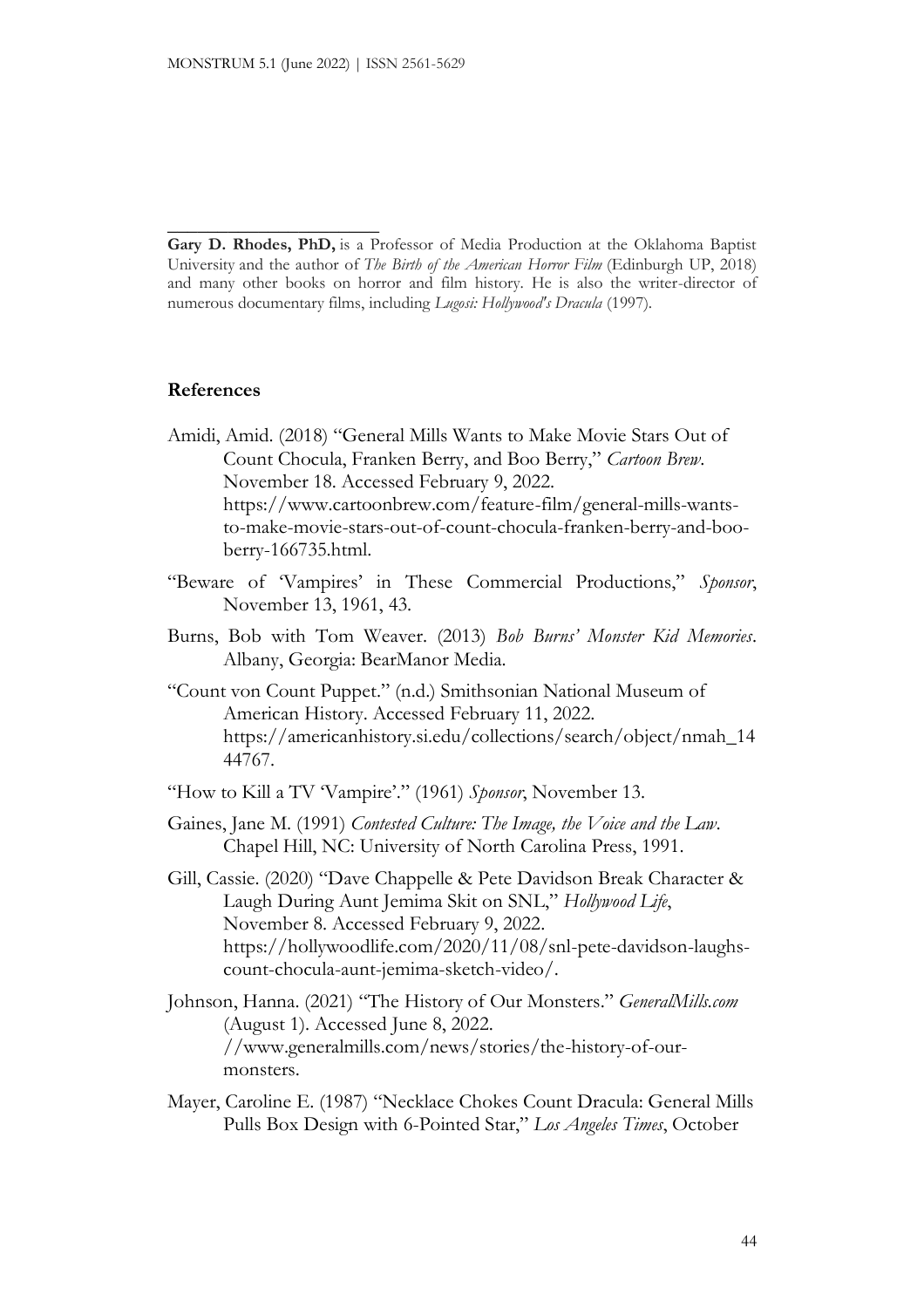---

**Gary D. Rhodes, PhD,** is a Professor of Media Production at the Oklahoma Baptist University and the author of *The Birth of the American Horror Film* (Edinburgh UP, 2018) and many other books on horror and film history. He is also the writer-director of numerous documentary films, including *Lugosi: Hollywood's Dracula* (1997).

## References

Amidi, Amid. (2018) "General Mills Wants to Make Movie Stars Out of Count Chocula, Franken Berry, and Boo Berry," *Cartoon Brew*. November 18. Accessed February 9, 2022. https://www.cartoonbrew.com/feature-film/general-mills-wants-to-make-movie-stars-out-of-count-chocula-franken-berry-and-boo-berry-166735.html.

"Beware of 'Vampires' in These Commercial Productions," *Sponsor*, November 13, 1961, 43.

Burns, Bob with Tom Weaver. (2013) *Bob Burns' Monster Kid Memories*. Albany, Georgia: BearManor Media.

"Count von Count Puppet." (n.d.) Smithsonian National Museum of American History. Accessed February 11, 2022. https://americanhistory.si.edu/collections/search/object/nmah_1444767.

"How to Kill a TV 'Vampire'." (1961) *Sponsor*, November 13.

Gaines, Jane M. (1991) *Contested Culture: The Image, the Voice and the Law*. Chapel Hill, NC: University of North Carolina Press, 1991.

Gill, Cassie. (2020) "Dave Chappelle & Pete Davidson Break Character & Laugh During Aunt Jemima Skit on SNL," *Hollywood Life*, November 8. Accessed February 9, 2022. https://hollywoodlife.com/2020/11/08/snl-pete-davidson-laughs-count-chocula-aunt-jemima-sketch-video/.

Johnson, Hanna. (2021) "The History of Our Monsters." *GeneralMills.com* (August 1). Accessed June 8, 2022. //www.generalmills.com/news/stories/the-history-of-our-monsters.

Mayer, Caroline E. (1987) "Necklace Chokes Count Dracula: General Mills Pulls Box Design with 6-Pointed Star," *Los Angeles Times*, October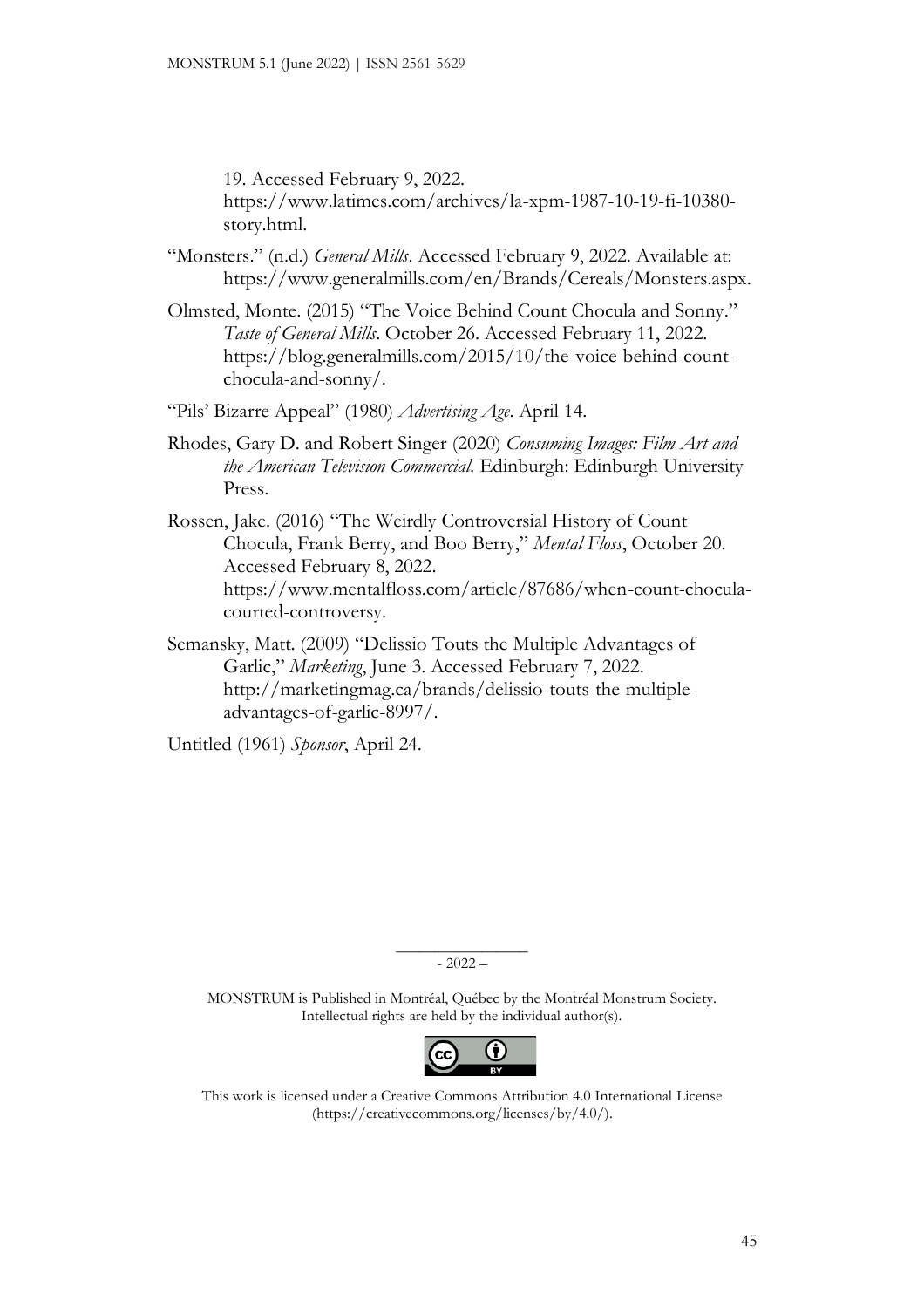19. Accessed February 9, 2022. https://www.latimes.com/archives/la-xpm-1987-10-19-fi-10380-story.html.

"Monsters." (n.d.) *General Mills*. Accessed February 9, 2022. Available at: https://www.generalmills.com/en/Brands/Cereals/Monsters.aspx.

Olmsted, Monte. (2015) "The Voice Behind Count Chocula and Sonny." *Taste of General Mills*. October 26. Accessed February 11, 2022. https://blog.generalmills.com/2015/10/the-voice-behind-count-chocula-and-sonny/.

"Pils' Bizarre Appeal" (1980) *Advertising Age*. April 14.

Rhodes, Gary D. and Robert Singer (2020) *Consuming Images: Film Art and the American Television Commercial*. Edinburgh: Edinburgh University Press.

Rossen, Jake. (2016) "The Weirdly Controversial History of Count Chocula, Frank Berry, and Boo Berry," *Mental Floss*, October 20. Accessed February 8, 2022. https://www.mentalfloss.com/article/87686/when-count-chocula-courted-controversy.

Semansky, Matt. (2009) "Delissio Touts the Multiple Advantages of Garlic," *Marketing*, June 3. Accessed February 7, 2022. http://marketingmag.ca/brands/delissio-touts-the-multiple-advantages-of-garlic-8997/.

Untitled (1961) *Sponsor*, April 24.

- 2022 –

MONSTRUM is Published in Montréal, Québec by the Montréal Monstrum Society. Intellectual rights are held by the individual author(s).

This work is licensed under a Creative Commons Attribution 4.0 International License (https://creativecommons.org/licenses/by/4.0/).